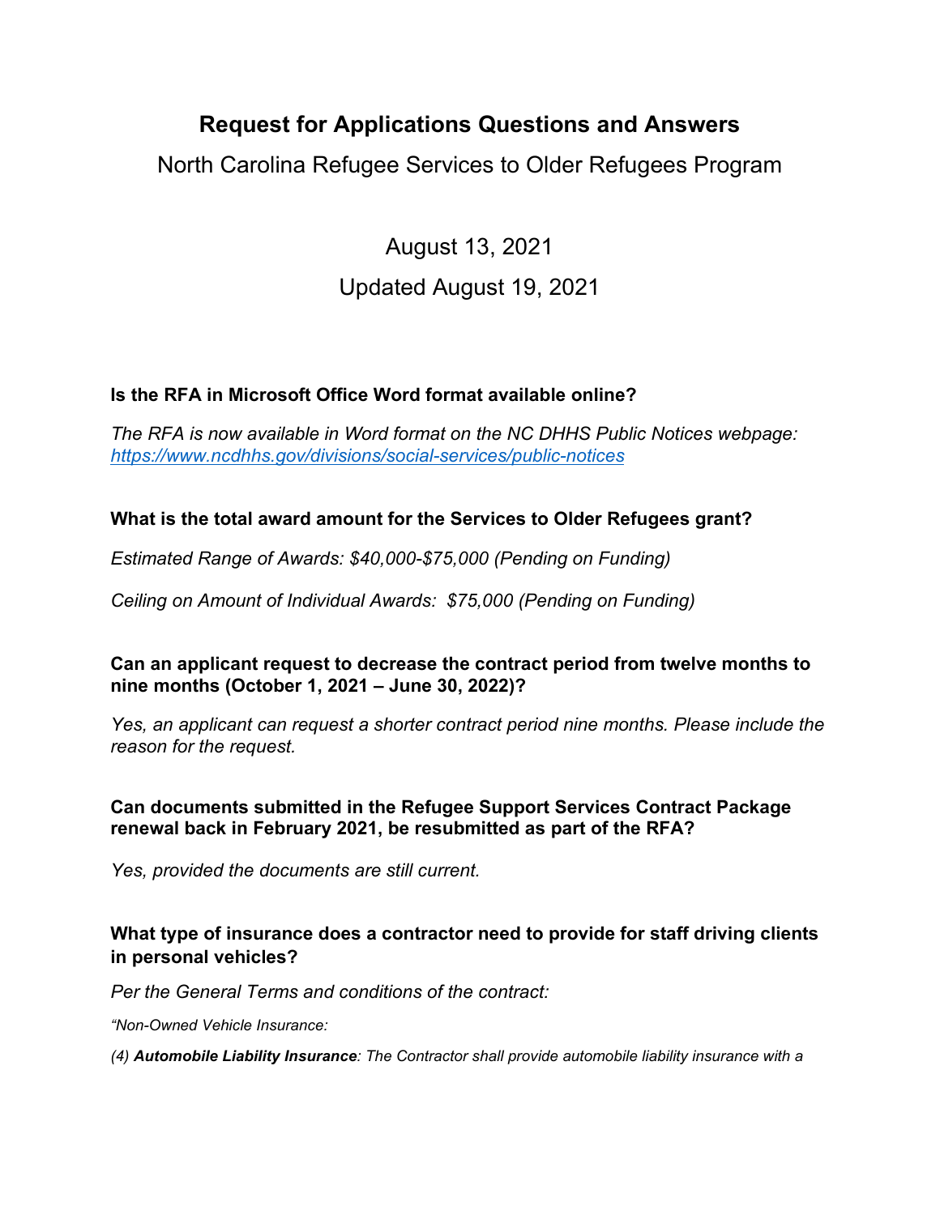# Request for Applications Questions and Answers

## North Carolina Refugee Services to Older Refugees Program

August 13, 2021

Updated August 19, 2021

**Is the RFA in Microsoft Office Word format available online?**

*The RFA is now available in Word format on the NC DHHS Public Notices webpage: [https://www.ncdhhs.gov/divisions/social-services/public-notices](https://www.ncdhhs.gov/divisions/social-services/public-notices)*

**What is the total award amount for the Services to Older Refugees grant?**

*Estimated Range of Awards: $40,000-$75,000 (Pending on Funding)*

*Ceiling on Amount of Individual Awards: $75,000 (Pending on Funding)*

**Can an applicant request to decrease the contract period from twelve months to nine months (October 1, 2021 – June 30, 2022)?**

*Yes, an applicant can request a shorter contract period nine months. Please include the reason for the request.*

**Can documents submitted in the Refugee Support Services Contract Package renewal back in February 2021, be resubmitted as part of the RFA?**

*Yes, provided the documents are still current.*

**What type of insurance does a contractor need to provide for staff driving clients in personal vehicles?**

*Per the General Terms and conditions of the contract:*

*"Non-Owned Vehicle Insurance:*

*(4) **Automobile Liability Insurance**: The Contractor shall provide automobile liability insurance with a*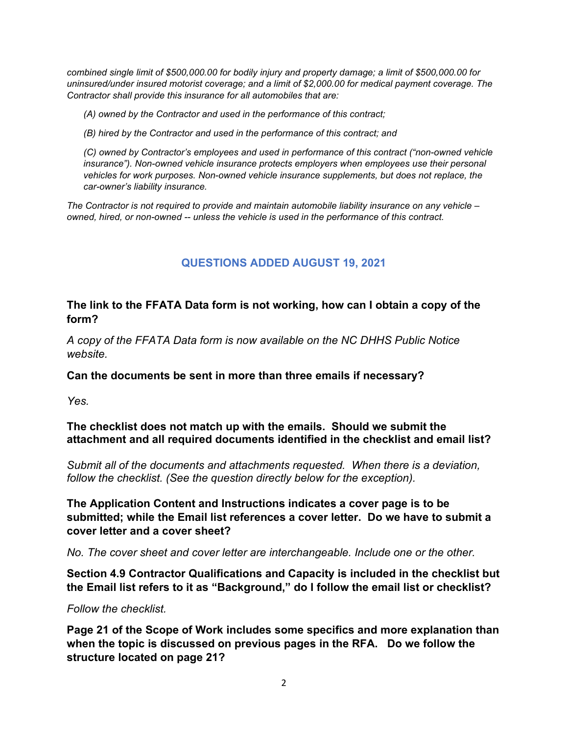*combined single limit of $500,000.00 for bodily injury and property damage; a limit of $500,000.00 for uninsured/under insured motorist coverage; and a limit of $2,000.00 for medical payment coverage. The Contractor shall provide this insurance for all automobiles that are:*

*(A) owned by the Contractor and used in the performance of this contract;*

*(B) hired by the Contractor and used in the performance of this contract; and*

*(C) owned by Contractor's employees and used in performance of this contract ("non-owned vehicle insurance"). Non-owned vehicle insurance protects employers when employees use their personal vehicles for work purposes. Non-owned vehicle insurance supplements, but does not replace, the car-owner's liability insurance.*

*The Contractor is not required to provide and maintain automobile liability insurance on any vehicle – owned, hired, or non-owned -- unless the vehicle is used in the performance of this contract.*

## QUESTIONS ADDED AUGUST 19, 2021

**The link to the FFATA Data form is not working, how can I obtain a copy of the form?**

*A copy of the FFATA Data form is now available on the NC DHHS Public Notice website.*

**Can the documents be sent in more than three emails if necessary?**

*Yes.*

**The checklist does not match up with the emails. Should we submit the attachment and all required documents identified in the checklist and email list?**

*Submit all of the documents and attachments requested. When there is a deviation, follow the checklist. (See the question directly below for the exception).*

**The Application Content and Instructions indicates a cover page is to be submitted; while the Email list references a cover letter. Do we have to submit a cover letter and a cover sheet?**

*No. The cover sheet and cover letter are interchangeable. Include one or the other.*

**Section 4.9 Contractor Qualifications and Capacity is included in the checklist but the Email list refers to it as "Background," do I follow the email list or checklist?**

*Follow the checklist.*

**Page 21 of the Scope of Work includes some specifics and more explanation than when the topic is discussed on previous pages in the RFA. Do we follow the structure located on page 21?**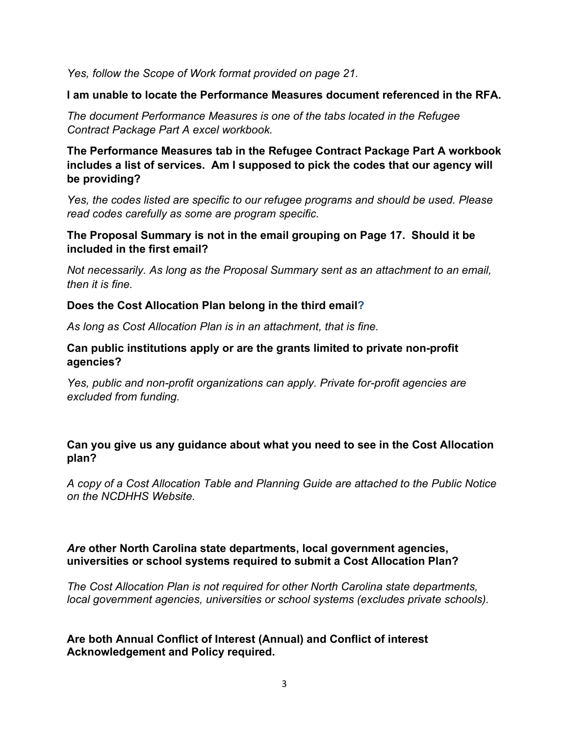*Yes, follow the Scope of Work format provided on page 21.*

**I am unable to locate the Performance Measures document referenced in the RFA.**

*The document Performance Measures is one of the tabs located in the Refugee Contract Package Part A excel workbook.*

**The Performance Measures tab in the Refugee Contract Package Part A workbook includes a list of services. Am I supposed to pick the codes that our agency will be providing?**

*Yes, the codes listed are specific to our refugee programs and should be used. Please read codes carefully as some are program specific.*

**The Proposal Summary is not in the email grouping on Page 17. Should it be included in the first email?**

*Not necessarily. As long as the Proposal Summary sent as an attachment to an email, then it is fine.*

**Does the Cost Allocation Plan belong in the third email?**

*As long as Cost Allocation Plan is in an attachment, that is fine.*

**Can public institutions apply or are the grants limited to private non-profit agencies?**

*Yes, public and non-profit organizations can apply. Private for-profit agencies are excluded from funding.*

**Can you give us any guidance about what you need to see in the Cost Allocation plan?**

*A copy of a Cost Allocation Table and Planning Guide are attached to the Public Notice on the NCDHHS Website.*

***Are* other North Carolina state departments, local government agencies, universities or school systems required to submit a Cost Allocation Plan?**

*The Cost Allocation Plan is not required for other North Carolina state departments, local government agencies, universities or school systems (excludes private schools).*

**Are both Annual Conflict of Interest (Annual) and Conflict of interest Acknowledgement and Policy required.**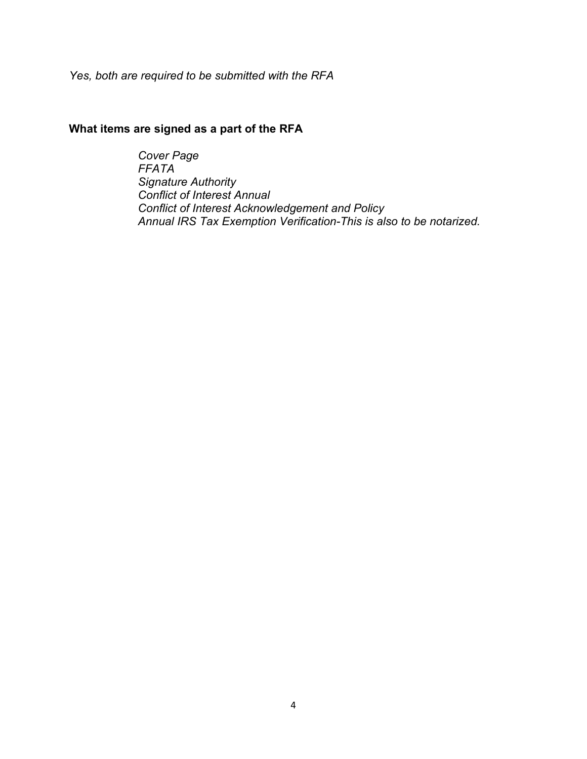*Yes, both are required to be submitted with the RFA*

**What items are signed as a part of the RFA**

*Cover Page*
*FFATA*
*Signature Authority*
*Conflict of Interest Annual*
*Conflict of Interest Acknowledgement and Policy*
*Annual IRS Tax Exemption Verification-This is also to be notarized.*